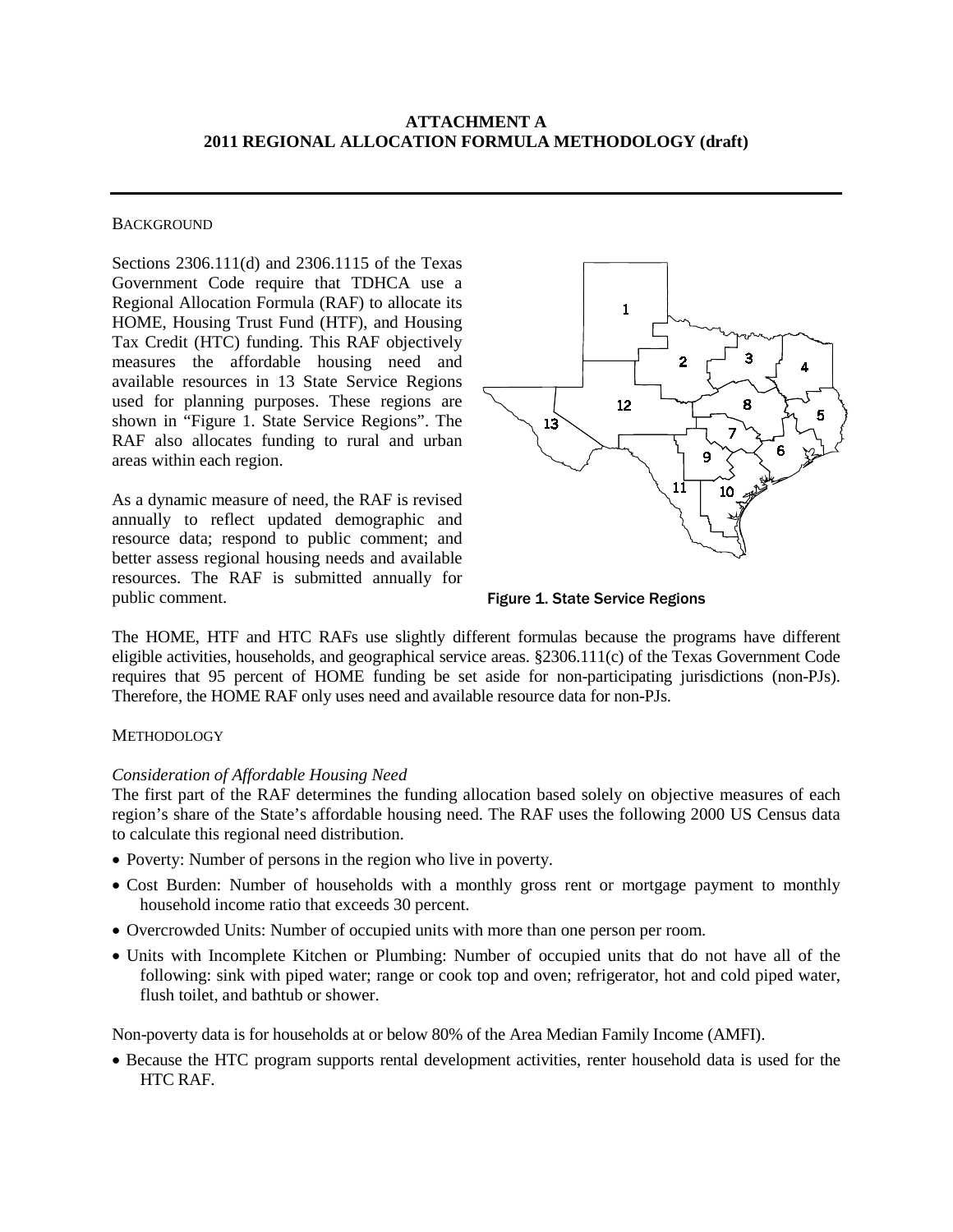**ATTACHMENT A**
**2011 REGIONAL ALLOCATION FORMULA METHODOLOGY (draft)**

---

BACKGROUND

Sections 2306.111(d) and 2306.1115 of the Texas Government Code require that TDHCA use a Regional Allocation Formula (RAF) to allocate its HOME, Housing Trust Fund (HTF), and Housing Tax Credit (HTC) funding. This RAF objectively measures the affordable housing need and available resources in 13 State Service Regions used for planning purposes. These regions are shown in "Figure 1. State Service Regions". The RAF also allocates funding to rural and urban areas within each region.

As a dynamic measure of need, the RAF is revised annually to reflect updated demographic and resource data; respond to public comment; and better assess regional housing needs and available resources. The RAF is submitted annually for public comment.

Figure 1. State Service Regions

The HOME, HTF and HTC RAFs use slightly different formulas because the programs have different eligible activities, households, and geographical service areas. §2306.111(c) of the Texas Government Code requires that 95 percent of HOME funding be set aside for non-participating jurisdictions (non-PJs). Therefore, the HOME RAF only uses need and available resource data for non-PJs.

METHODOLOGY

*Consideration of Affordable Housing Need*

The first part of the RAF determines the funding allocation based solely on objective measures of each region's share of the State's affordable housing need. The RAF uses the following 2000 US Census data to calculate this regional need distribution.

- Poverty: Number of persons in the region who live in poverty.
- Cost Burden: Number of households with a monthly gross rent or mortgage payment to monthly household income ratio that exceeds 30 percent.
- Overcrowded Units: Number of occupied units with more than one person per room.
- Units with Incomplete Kitchen or Plumbing: Number of occupied units that do not have all of the following: sink with piped water; range or cook top and oven; refrigerator, hot and cold piped water, flush toilet, and bathtub or shower.

Non-poverty data is for households at or below 80% of the Area Median Family Income (AMFI).

- Because the HTC program supports rental development activities, renter household data is used for the HTC RAF.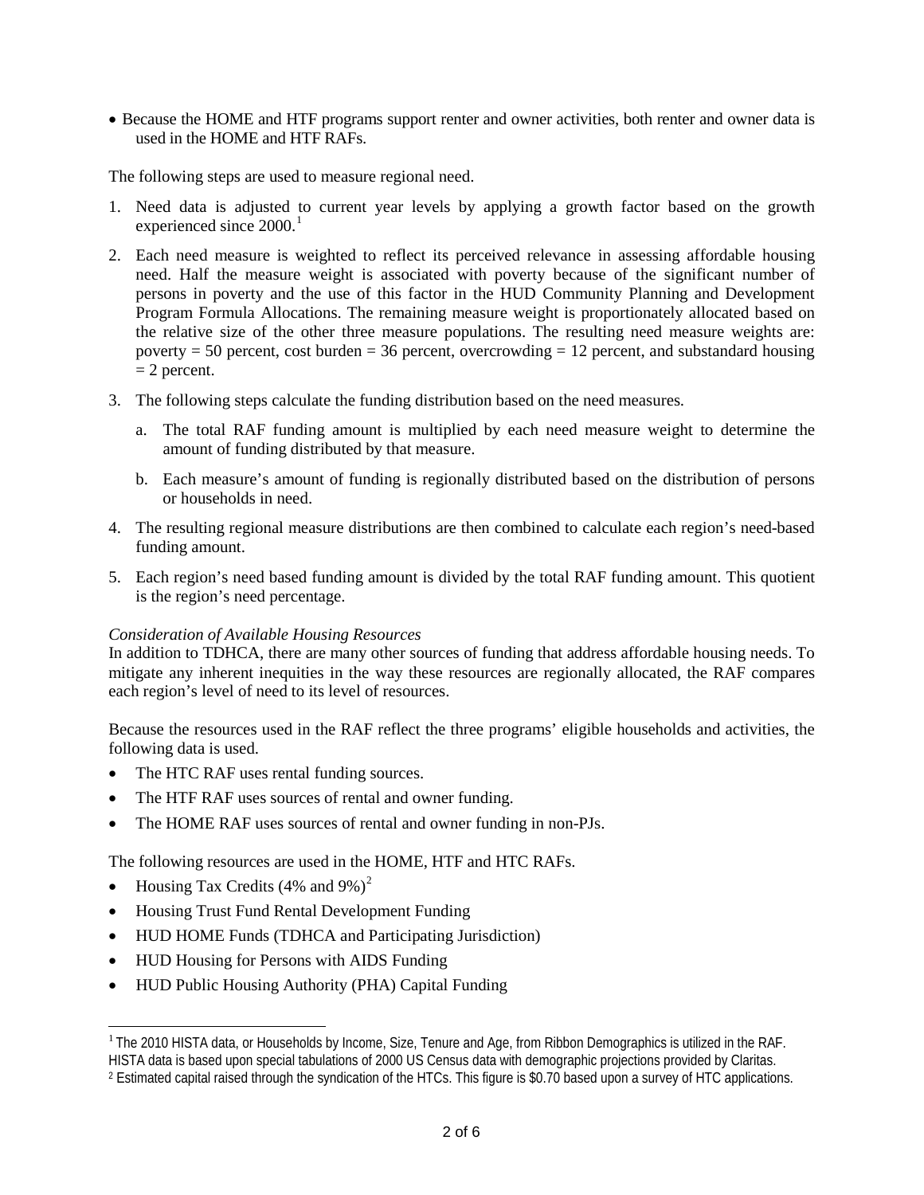- Because the HOME and HTF programs support renter and owner activities, both renter and owner data is used in the HOME and HTF RAFs.

The following steps are used to measure regional need.

1. Need data is adjusted to current year levels by applying a growth factor based on the growth experienced since 2000.[1]
2. Each need measure is weighted to reflect its perceived relevance in assessing affordable housing need. Half the measure weight is associated with poverty because of the significant number of persons in poverty and the use of this factor in the HUD Community Planning and Development Program Formula Allocations. The remaining measure weight is proportionately allocated based on the relative size of the other three measure populations. The resulting need measure weights are: poverty = 50 percent, cost burden = 36 percent, overcrowding = 12 percent, and substandard housing = 2 percent.
3. The following steps calculate the funding distribution based on the need measures.
   a. The total RAF funding amount is multiplied by each need measure weight to determine the amount of funding distributed by that measure.
   b. Each measure's amount of funding is regionally distributed based on the distribution of persons or households in need.
4. The resulting regional measure distributions are then combined to calculate each region's need-based funding amount.
5. Each region's need based funding amount is divided by the total RAF funding amount. This quotient is the region's need percentage.

*Consideration of Available Housing Resources*
In addition to TDHCA, there are many other sources of funding that address affordable housing needs. To mitigate any inherent inequities in the way these resources are regionally allocated, the RAF compares each region's level of need to its level of resources.

Because the resources used in the RAF reflect the three programs' eligible households and activities, the following data is used.

- The HTC RAF uses rental funding sources.
- The HTF RAF uses sources of rental and owner funding.
- The HOME RAF uses sources of rental and owner funding in non-PJs.

The following resources are used in the HOME, HTF and HTC RAFs.

- Housing Tax Credits (4% and 9%)[2]
- Housing Trust Fund Rental Development Funding
- HUD HOME Funds (TDHCA and Participating Jurisdiction)
- HUD Housing for Persons with AIDS Funding
- HUD Public Housing Authority (PHA) Capital Funding

[1] The 2010 HISTA data, or Households by Income, Size, Tenure and Age, from Ribbon Demographics is utilized in the RAF. HISTA data is based upon special tabulations of 2000 US Census data with demographic projections provided by Claritas.
[2] Estimated capital raised through the syndication of the HTCs. This figure is $0.70 based upon a survey of HTC applications.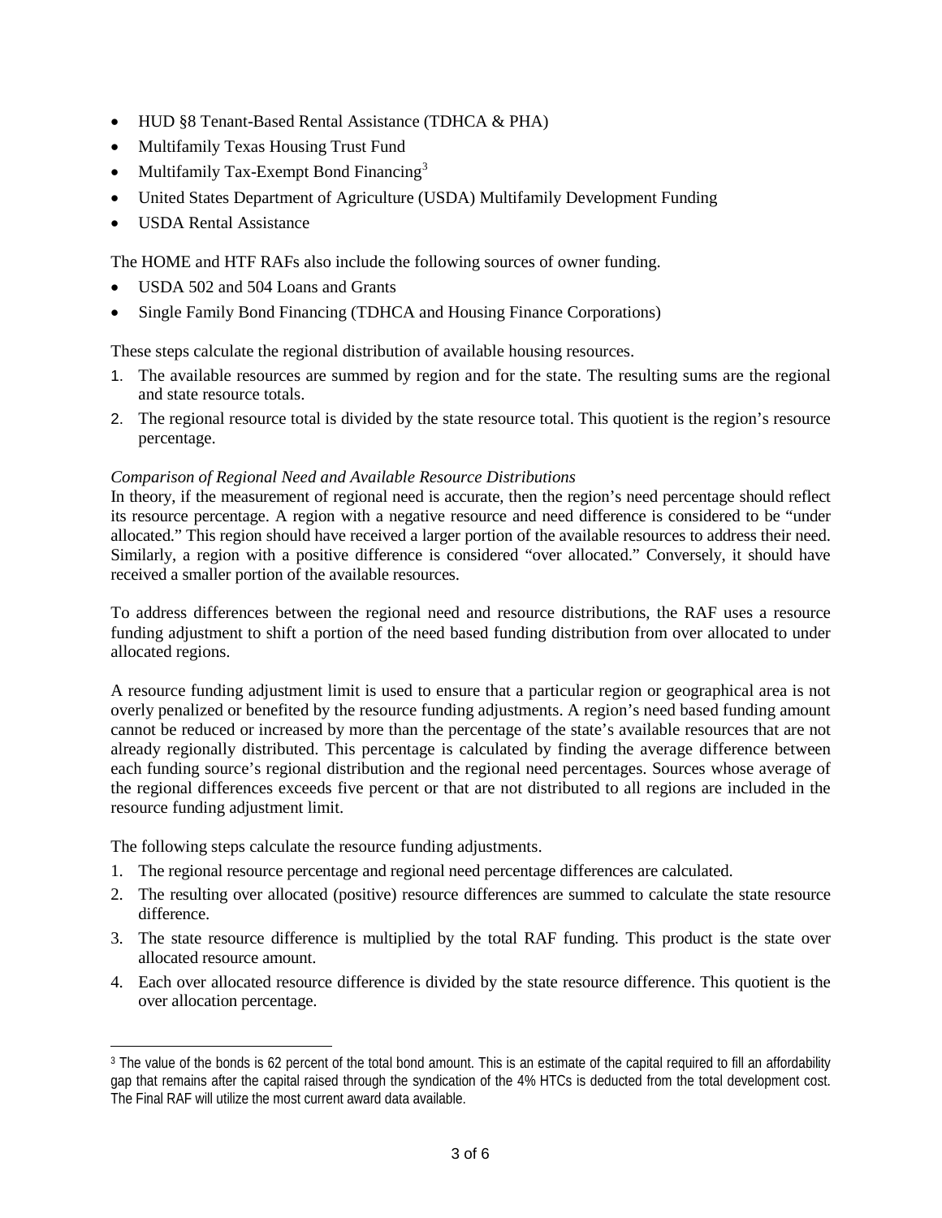- HUD §8 Tenant-Based Rental Assistance (TDHCA & PHA)
- Multifamily Texas Housing Trust Fund
- Multifamily Tax-Exempt Bond Financing[3]
- United States Department of Agriculture (USDA) Multifamily Development Funding
- USDA Rental Assistance

The HOME and HTF RAFs also include the following sources of owner funding.

- USDA 502 and 504 Loans and Grants
- Single Family Bond Financing (TDHCA and Housing Finance Corporations)

These steps calculate the regional distribution of available housing resources.

1. The available resources are summed by region and for the state. The resulting sums are the regional and state resource totals.
2. The regional resource total is divided by the state resource total. This quotient is the region's resource percentage.

*Comparison of Regional Need and Available Resource Distributions*

In theory, if the measurement of regional need is accurate, then the region's need percentage should reflect its resource percentage. A region with a negative resource and need difference is considered to be "under allocated." This region should have received a larger portion of the available resources to address their need. Similarly, a region with a positive difference is considered "over allocated." Conversely, it should have received a smaller portion of the available resources.

To address differences between the regional need and resource distributions, the RAF uses a resource funding adjustment to shift a portion of the need based funding distribution from over allocated to under allocated regions.

A resource funding adjustment limit is used to ensure that a particular region or geographical area is not overly penalized or benefited by the resource funding adjustments. A region's need based funding amount cannot be reduced or increased by more than the percentage of the state's available resources that are not already regionally distributed. This percentage is calculated by finding the average difference between each funding source's regional distribution and the regional need percentages. Sources whose average of the regional differences exceeds five percent or that are not distributed to all regions are included in the resource funding adjustment limit.

The following steps calculate the resource funding adjustments.

1. The regional resource percentage and regional need percentage differences are calculated.
2. The resulting over allocated (positive) resource differences are summed to calculate the state resource difference.
3. The state resource difference is multiplied by the total RAF funding. This product is the state over allocated resource amount.
4. Each over allocated resource difference is divided by the state resource difference. This quotient is the over allocation percentage.

---

[3] The value of the bonds is 62 percent of the total bond amount. This is an estimate of the capital required to fill an affordability gap that remains after the capital raised through the syndication of the 4% HTCs is deducted from the total development cost. The Final RAF will utilize the most current award data available.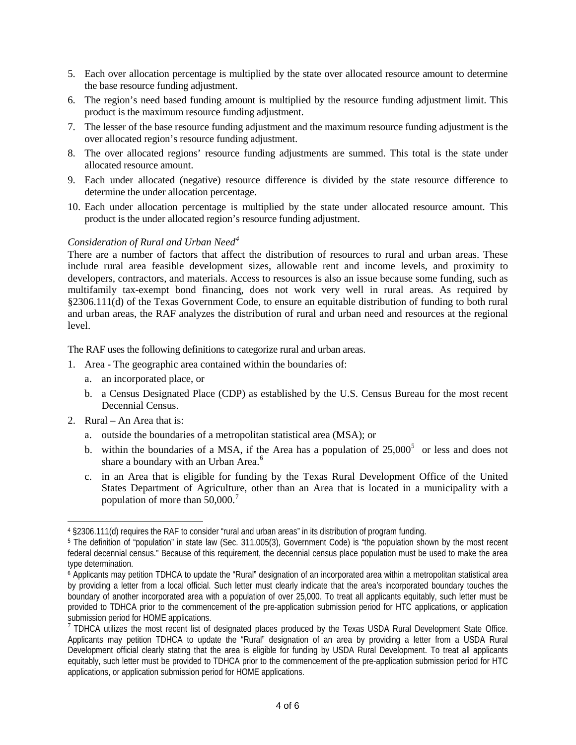5. Each over allocation percentage is multiplied by the state over allocated resource amount to determine the base resource funding adjustment.
6. The region's need based funding amount is multiplied by the resource funding adjustment limit. This product is the maximum resource funding adjustment.
7. The lesser of the base resource funding adjustment and the maximum resource funding adjustment is the over allocated region's resource funding adjustment.
8. The over allocated regions' resource funding adjustments are summed. This total is the state under allocated resource amount.
9. Each under allocated (negative) resource difference is divided by the state resource difference to determine the under allocation percentage.
10. Each under allocation percentage is multiplied by the state under allocated resource amount. This product is the under allocated region's resource funding adjustment.

*Consideration of Rural and Urban Need*[4]

There are a number of factors that affect the distribution of resources to rural and urban areas. These include rural area feasible development sizes, allowable rent and income levels, and proximity to developers, contractors, and materials. Access to resources is also an issue because some funding, such as multifamily tax-exempt bond financing, does not work very well in rural areas. As required by §2306.111(d) of the Texas Government Code, to ensure an equitable distribution of funding to both rural and urban areas, the RAF analyzes the distribution of rural and urban need and resources at the regional level.

The RAF uses the following definitions to categorize rural and urban areas.

1. Area - The geographic area contained within the boundaries of:
   a. an incorporated place, or
   b. a Census Designated Place (CDP) as established by the U.S. Census Bureau for the most recent Decennial Census.
2. Rural – An Area that is:
   a. outside the boundaries of a metropolitan statistical area (MSA); or
   b. within the boundaries of a MSA, if the Area has a population of 25,000[5] or less and does not share a boundary with an Urban Area.[6]
   c. in an Area that is eligible for funding by the Texas Rural Development Office of the United States Department of Agriculture, other than an Area that is located in a municipality with a population of more than 50,000.[7]

---

[4] §2306.111(d) requires the RAF to consider "rural and urban areas" in its distribution of program funding.

[5] The definition of "population" in state law (Sec. 311.005(3), Government Code) is "the population shown by the most recent federal decennial census." Because of this requirement, the decennial census place population must be used to make the area type determination.

[6] Applicants may petition TDHCA to update the "Rural" designation of an incorporated area within a metropolitan statistical area by providing a letter from a local official. Such letter must clearly indicate that the area's incorporated boundary touches the boundary of another incorporated area with a population of over 25,000. To treat all applicants equitably, such letter must be provided to TDHCA prior to the commencement of the pre-application submission period for HTC applications, or application submission period for HOME applications.

[7] TDHCA utilizes the most recent list of designated places produced by the Texas USDA Rural Development State Office. Applicants may petition TDHCA to update the "Rural" designation of an area by providing a letter from a USDA Rural Development official clearly stating that the area is eligible for funding by USDA Rural Development. To treat all applicants equitably, such letter must be provided to TDHCA prior to the commencement of the pre-application submission period for HTC applications, or application submission period for HOME applications.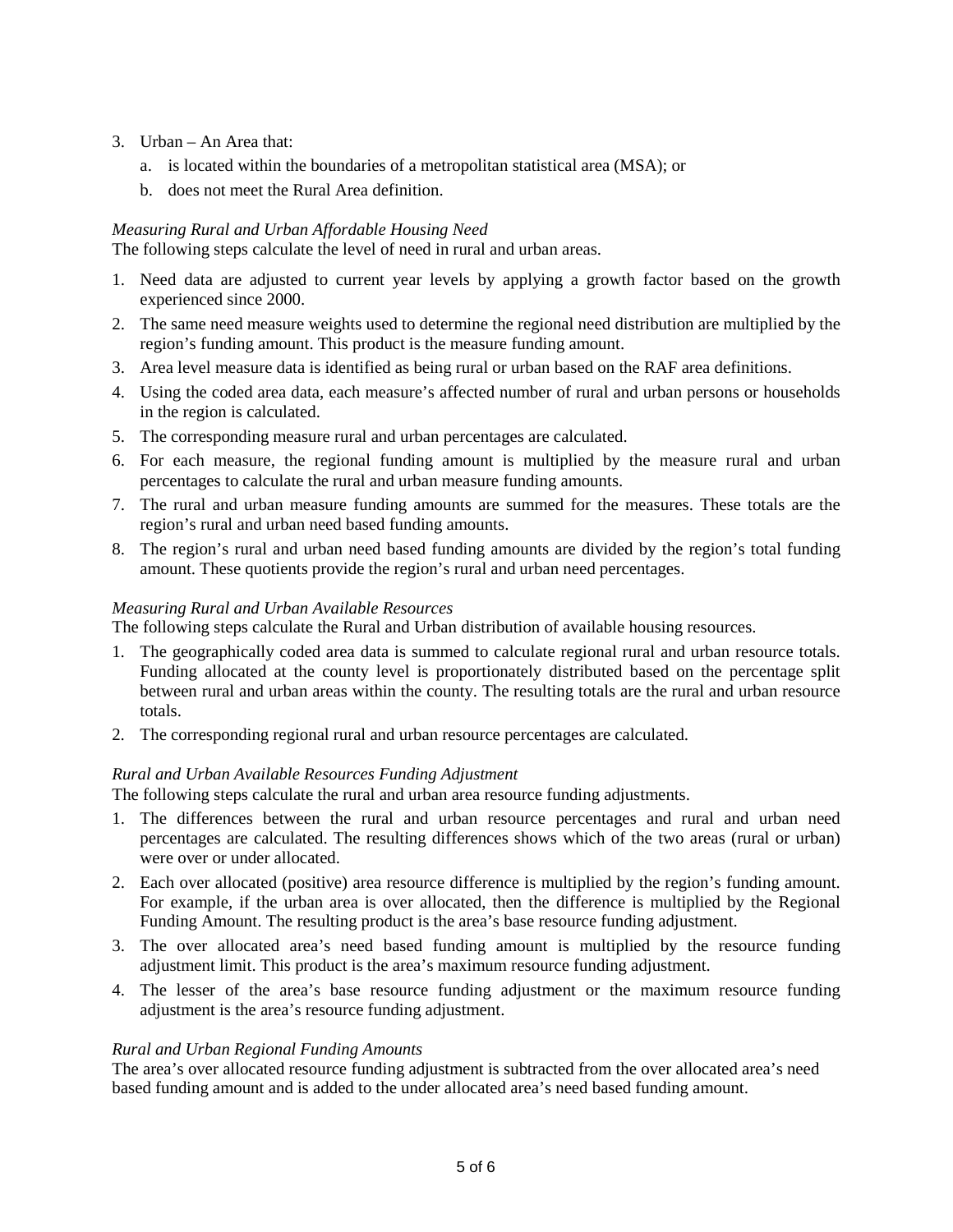3. Urban – An Area that:
   a. is located within the boundaries of a metropolitan statistical area (MSA); or
   b. does not meet the Rural Area definition.

*Measuring Rural and Urban Affordable Housing Need*

The following steps calculate the level of need in rural and urban areas.

1. Need data are adjusted to current year levels by applying a growth factor based on the growth experienced since 2000.
2. The same need measure weights used to determine the regional need distribution are multiplied by the region's funding amount. This product is the measure funding amount.
3. Area level measure data is identified as being rural or urban based on the RAF area definitions.
4. Using the coded area data, each measure's affected number of rural and urban persons or households in the region is calculated.
5. The corresponding measure rural and urban percentages are calculated.
6. For each measure, the regional funding amount is multiplied by the measure rural and urban percentages to calculate the rural and urban measure funding amounts.
7. The rural and urban measure funding amounts are summed for the measures. These totals are the region's rural and urban need based funding amounts.
8. The region's rural and urban need based funding amounts are divided by the region's total funding amount. These quotients provide the region's rural and urban need percentages.

*Measuring Rural and Urban Available Resources*

The following steps calculate the Rural and Urban distribution of available housing resources.

1. The geographically coded area data is summed to calculate regional rural and urban resource totals. Funding allocated at the county level is proportionately distributed based on the percentage split between rural and urban areas within the county. The resulting totals are the rural and urban resource totals.
2. The corresponding regional rural and urban resource percentages are calculated.

*Rural and Urban Available Resources Funding Adjustment*

The following steps calculate the rural and urban area resource funding adjustments.

1. The differences between the rural and urban resource percentages and rural and urban need percentages are calculated. The resulting differences shows which of the two areas (rural or urban) were over or under allocated.
2. Each over allocated (positive) area resource difference is multiplied by the region's funding amount. For example, if the urban area is over allocated, then the difference is multiplied by the Regional Funding Amount. The resulting product is the area's base resource funding adjustment.
3. The over allocated area's need based funding amount is multiplied by the resource funding adjustment limit. This product is the area's maximum resource funding adjustment.
4. The lesser of the area's base resource funding adjustment or the maximum resource funding adjustment is the area's resource funding adjustment.

*Rural and Urban Regional Funding Amounts*

The area's over allocated resource funding adjustment is subtracted from the over allocated area's need based funding amount and is added to the under allocated area's need based funding amount.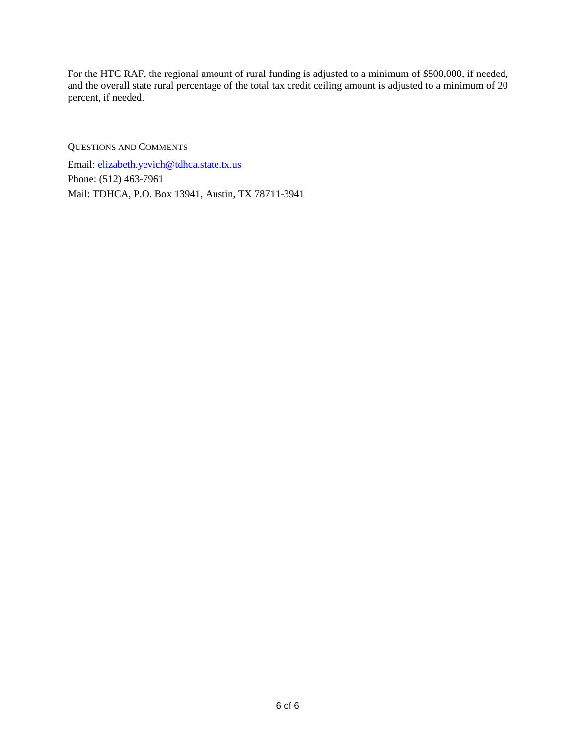For the HTC RAF, the regional amount of rural funding is adjusted to a minimum of $500,000, if needed, and the overall state rural percentage of the total tax credit ceiling amount is adjusted to a minimum of 20 percent, if needed.

QUESTIONS AND COMMENTS

Email: elizabeth.yevich@tdhca.state.tx.us
Phone: (512) 463-7961
Mail: TDHCA, P.O. Box 13941, Austin, TX 78711-3941